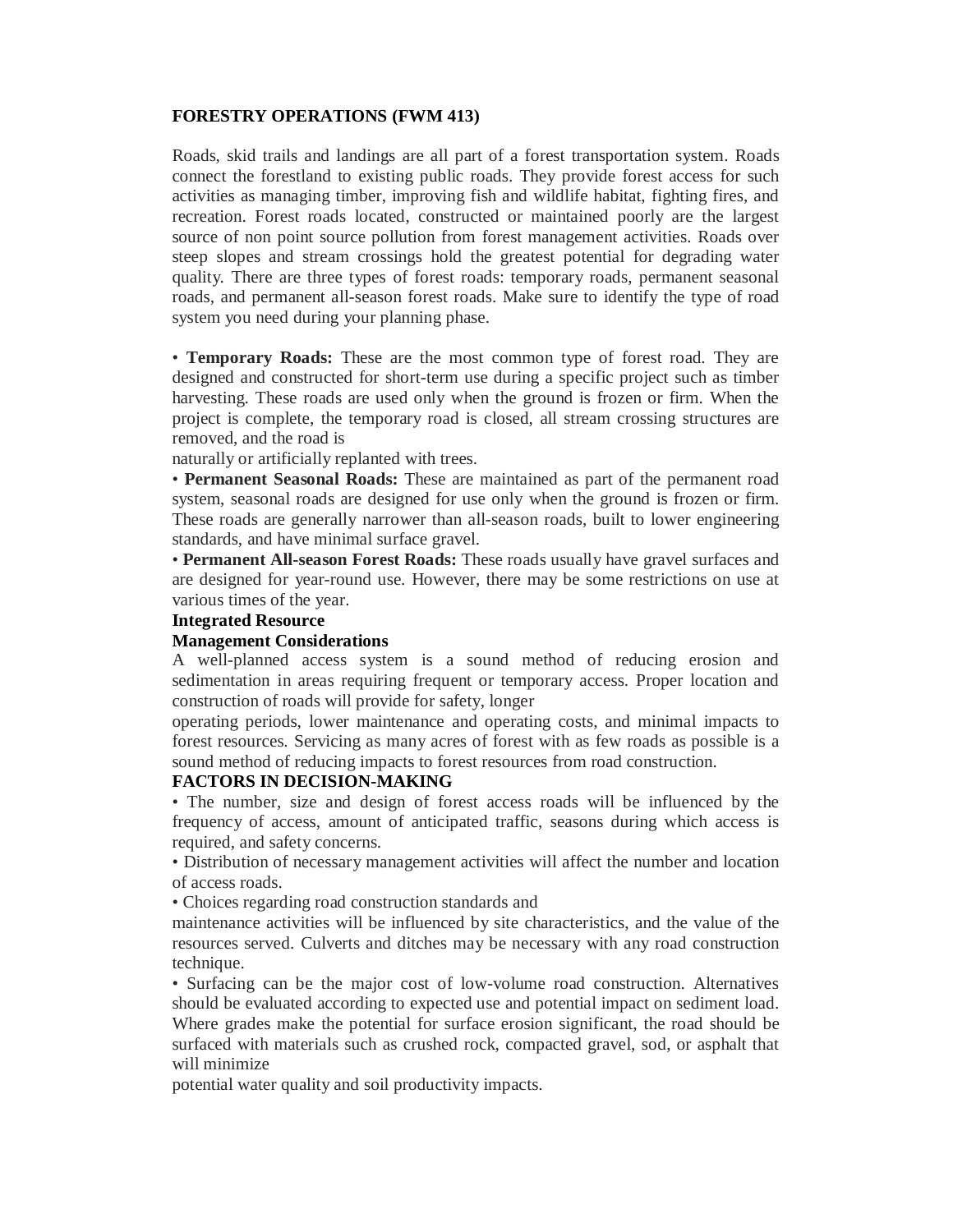# FORESTRY OPERATIONS (FWM 413)

Roads, skid trails and landings are all part of a forest transportation system. Roads connect the forestland to existing public roads. They provide forest access for such activities as managing timber, improving fish and wildlife habitat, fighting fires, and recreation. Forest roads located, constructed or maintained poorly are the largest source of non point source pollution from forest management activities. Roads over steep slopes and stream crossings hold the greatest potential for degrading water quality. There are three types of forest roads: temporary roads, permanent seasonal roads, and permanent all-season forest roads. Make sure to identify the type of road system you need during your planning phase.

- **Temporary Roads:** These are the most common type of forest road. They are designed and constructed for short-term use during a specific project such as timber harvesting. These roads are used only when the ground is frozen or firm. When the project is complete, the temporary road is closed, all stream crossing structures are removed, and the road is naturally or artificially replanted with trees.
- **Permanent Seasonal Roads:** These are maintained as part of the permanent road system, seasonal roads are designed for use only when the ground is frozen or firm. These roads are generally narrower than all-season roads, built to lower engineering standards, and have minimal surface gravel.
- **Permanent All-season Forest Roads:** These roads usually have gravel surfaces and are designed for year-round use. However, there may be some restrictions on use at various times of the year.

## Integrated Resource Management Considerations

A well-planned access system is a sound method of reducing erosion and sedimentation in areas requiring frequent or temporary access. Proper location and construction of roads will provide for safety, longer operating periods, lower maintenance and operating costs, and minimal impacts to forest resources. Servicing as many acres of forest with as few roads as possible is a sound method of reducing impacts to forest resources from road construction.

## FACTORS IN DECISION-MAKING

- The number, size and design of forest access roads will be influenced by the frequency of access, amount of anticipated traffic, seasons during which access is required, and safety concerns.
- Distribution of necessary management activities will affect the number and location of access roads.
- Choices regarding road construction standards and maintenance activities will be influenced by site characteristics, and the value of the resources served. Culverts and ditches may be necessary with any road construction technique.
- Surfacing can be the major cost of low-volume road construction. Alternatives should be evaluated according to expected use and potential impact on sediment load. Where grades make the potential for surface erosion significant, the road should be surfaced with materials such as crushed rock, compacted gravel, sod, or asphalt that will minimize potential water quality and soil productivity impacts.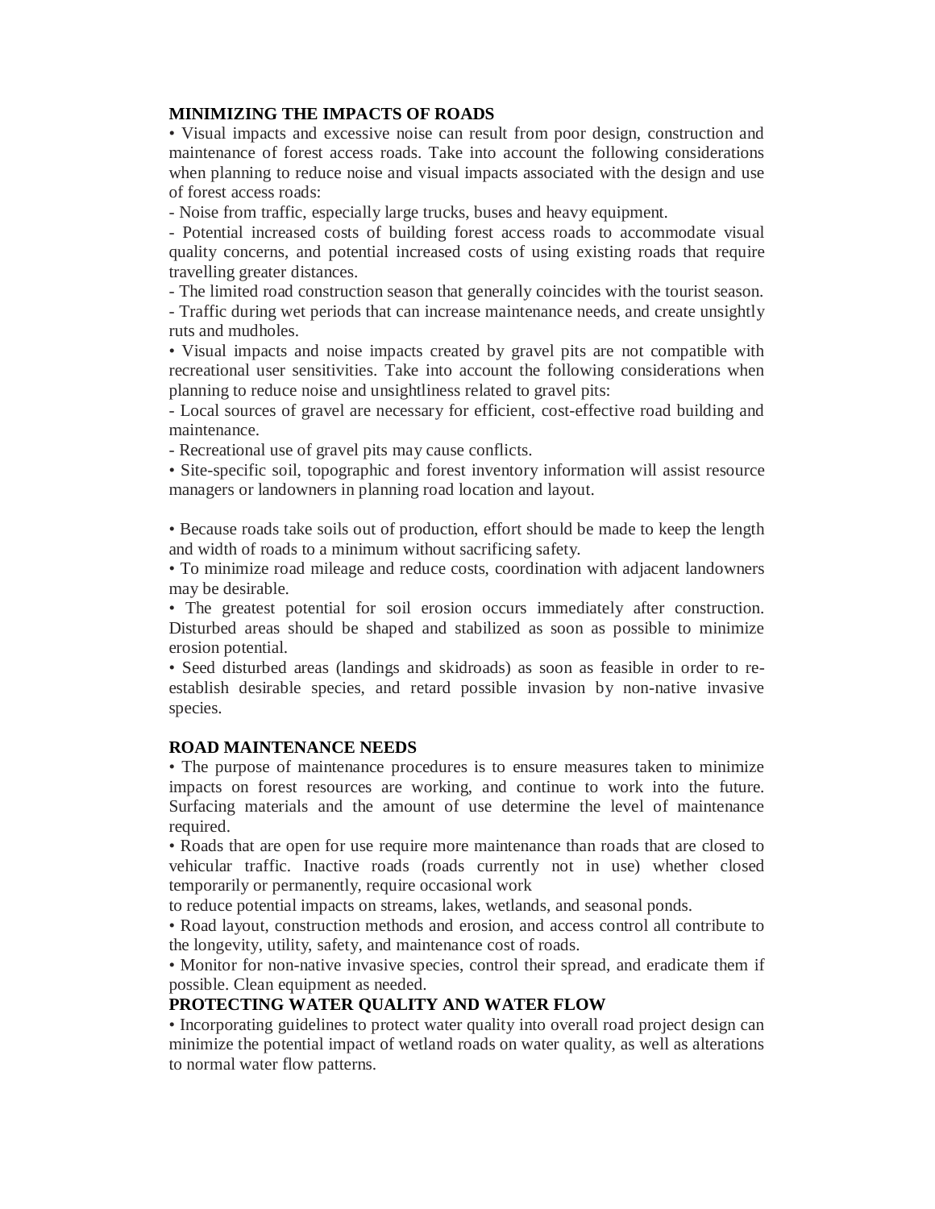## MINIMIZING THE IMPACTS OF ROADS

- Visual impacts and excessive noise can result from poor design, construction and maintenance of forest access roads. Take into account the following considerations when planning to reduce noise and visual impacts associated with the design and use of forest access roads:
  - Noise from traffic, especially large trucks, buses and heavy equipment.
  - Potential increased costs of building forest access roads to accommodate visual quality concerns, and potential increased costs of using existing roads that require travelling greater distances.
  - The limited road construction season that generally coincides with the tourist season.
  - Traffic during wet periods that can increase maintenance needs, and create unsightly ruts and mudholes.
- Visual impacts and noise impacts created by gravel pits are not compatible with recreational user sensitivities. Take into account the following considerations when planning to reduce noise and unsightliness related to gravel pits:
  - Local sources of gravel are necessary for efficient, cost-effective road building and maintenance.
  - Recreational use of gravel pits may cause conflicts.
- Site-specific soil, topographic and forest inventory information will assist resource managers or landowners in planning road location and layout.

- Because roads take soils out of production, effort should be made to keep the length and width of roads to a minimum without sacrificing safety.
- To minimize road mileage and reduce costs, coordination with adjacent landowners may be desirable.
- The greatest potential for soil erosion occurs immediately after construction. Disturbed areas should be shaped and stabilized as soon as possible to minimize erosion potential.
- Seed disturbed areas (landings and skidroads) as soon as feasible in order to re-establish desirable species, and retard possible invasion by non-native invasive species.

## ROAD MAINTENANCE NEEDS

- The purpose of maintenance procedures is to ensure measures taken to minimize impacts on forest resources are working, and continue to work into the future. Surfacing materials and the amount of use determine the level of maintenance required.
- Roads that are open for use require more maintenance than roads that are closed to vehicular traffic. Inactive roads (roads currently not in use) whether closed temporarily or permanently, require occasional work to reduce potential impacts on streams, lakes, wetlands, and seasonal ponds.
- Road layout, construction methods and erosion, and access control all contribute to the longevity, utility, safety, and maintenance cost of roads.
- Monitor for non-native invasive species, control their spread, and eradicate them if possible. Clean equipment as needed.

## PROTECTING WATER QUALITY AND WATER FLOW

- Incorporating guidelines to protect water quality into overall road project design can minimize the potential impact of wetland roads on water quality, as well as alterations to normal water flow patterns.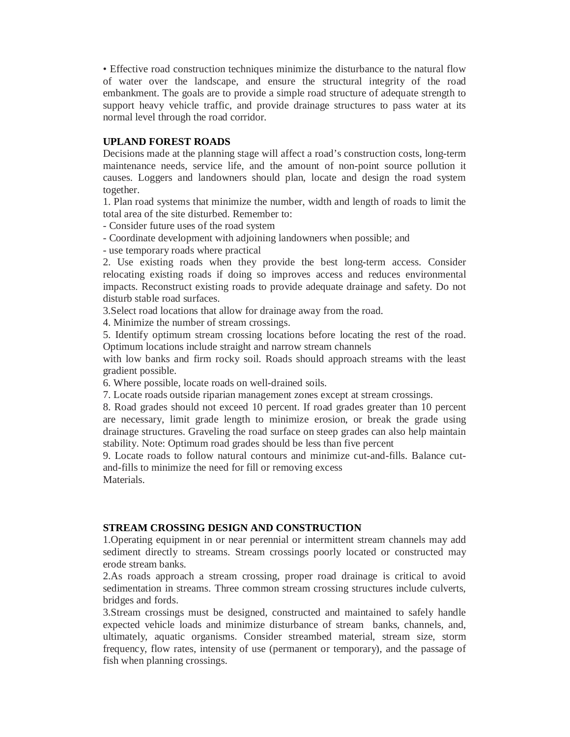• Effective road construction techniques minimize the disturbance to the natural flow of water over the landscape, and ensure the structural integrity of the road embankment. The goals are to provide a simple road structure of adequate strength to support heavy vehicle traffic, and provide drainage structures to pass water at its normal level through the road corridor.

**UPLAND FOREST ROADS**

Decisions made at the planning stage will affect a road's construction costs, long-term maintenance needs, service life, and the amount of non-point source pollution it causes. Loggers and landowners should plan, locate and design the road system together.

1. Plan road systems that minimize the number, width and length of roads to limit the total area of the site disturbed. Remember to:
   - Consider future uses of the road system
   - Coordinate development with adjoining landowners when possible; and
   - use temporary roads where practical
2. Use existing roads when they provide the best long-term access. Consider relocating existing roads if doing so improves access and reduces environmental impacts. Reconstruct existing roads to provide adequate drainage and safety. Do not disturb stable road surfaces.
3. Select road locations that allow for drainage away from the road.
4. Minimize the number of stream crossings.
5. Identify optimum stream crossing locations before locating the rest of the road. Optimum locations include straight and narrow stream channels with low banks and firm rocky soil. Roads should approach streams with the least gradient possible.
6. Where possible, locate roads on well-drained soils.
7. Locate roads outside riparian management zones except at stream crossings.
8. Road grades should not exceed 10 percent. If road grades greater than 10 percent are necessary, limit grade length to minimize erosion, or break the grade using drainage structures. Graveling the road surface on steep grades can also help maintain stability. Note: Optimum road grades should be less than five percent
9. Locate roads to follow natural contours and minimize cut-and-fills. Balance cut-and-fills to minimize the need for fill or removing excess Materials.

**STREAM CROSSING DESIGN AND CONSTRUCTION**

1. Operating equipment in or near perennial or intermittent stream channels may add sediment directly to streams. Stream crossings poorly located or constructed may erode stream banks.
2. As roads approach a stream crossing, proper road drainage is critical to avoid sedimentation in streams. Three common stream crossing structures include culverts, bridges and fords.
3. Stream crossings must be designed, constructed and maintained to safely handle expected vehicle loads and minimize disturbance of stream banks, channels, and, ultimately, aquatic organisms. Consider streambed material, stream size, storm frequency, flow rates, intensity of use (permanent or temporary), and the passage of fish when planning crossings.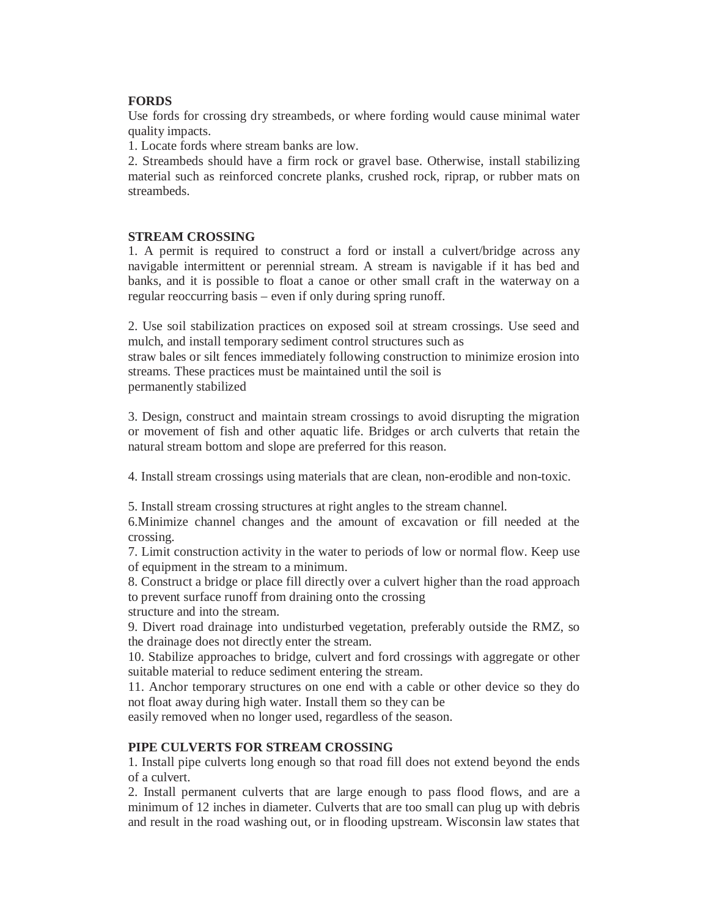**FORDS**

Use fords for crossing dry streambeds, or where fording would cause minimal water quality impacts.

1. Locate fords where stream banks are low.
2. Streambeds should have a firm rock or gravel base. Otherwise, install stabilizing material such as reinforced concrete planks, crushed rock, riprap, or rubber mats on streambeds.

**STREAM CROSSING**

1. A permit is required to construct a ford or install a culvert/bridge across any navigable intermittent or perennial stream. A stream is navigable if it has bed and banks, and it is possible to float a canoe or other small craft in the waterway on a regular reoccurring basis – even if only during spring runoff.

2. Use soil stabilization practices on exposed soil at stream crossings. Use seed and mulch, and install temporary sediment control structures such as straw bales or silt fences immediately following construction to minimize erosion into streams. These practices must be maintained until the soil is permanently stabilized

3. Design, construct and maintain stream crossings to avoid disrupting the migration or movement of fish and other aquatic life. Bridges or arch culverts that retain the natural stream bottom and slope are preferred for this reason.

4. Install stream crossings using materials that are clean, non-erodible and non-toxic.

5. Install stream crossing structures at right angles to the stream channel.
6. Minimize channel changes and the amount of excavation or fill needed at the crossing.
7. Limit construction activity in the water to periods of low or normal flow. Keep use of equipment in the stream to a minimum.
8. Construct a bridge or place fill directly over a culvert higher than the road approach to prevent surface runoff from draining onto the crossing structure and into the stream.
9. Divert road drainage into undisturbed vegetation, preferably outside the RMZ, so the drainage does not directly enter the stream.
10. Stabilize approaches to bridge, culvert and ford crossings with aggregate or other suitable material to reduce sediment entering the stream.
11. Anchor temporary structures on one end with a cable or other device so they do not float away during high water. Install them so they can be easily removed when no longer used, regardless of the season.

**PIPE CULVERTS FOR STREAM CROSSING**

1. Install pipe culverts long enough so that road fill does not extend beyond the ends of a culvert.
2. Install permanent culverts that are large enough to pass flood flows, and are a minimum of 12 inches in diameter. Culverts that are too small can plug up with debris and result in the road washing out, or in flooding upstream. Wisconsin law states that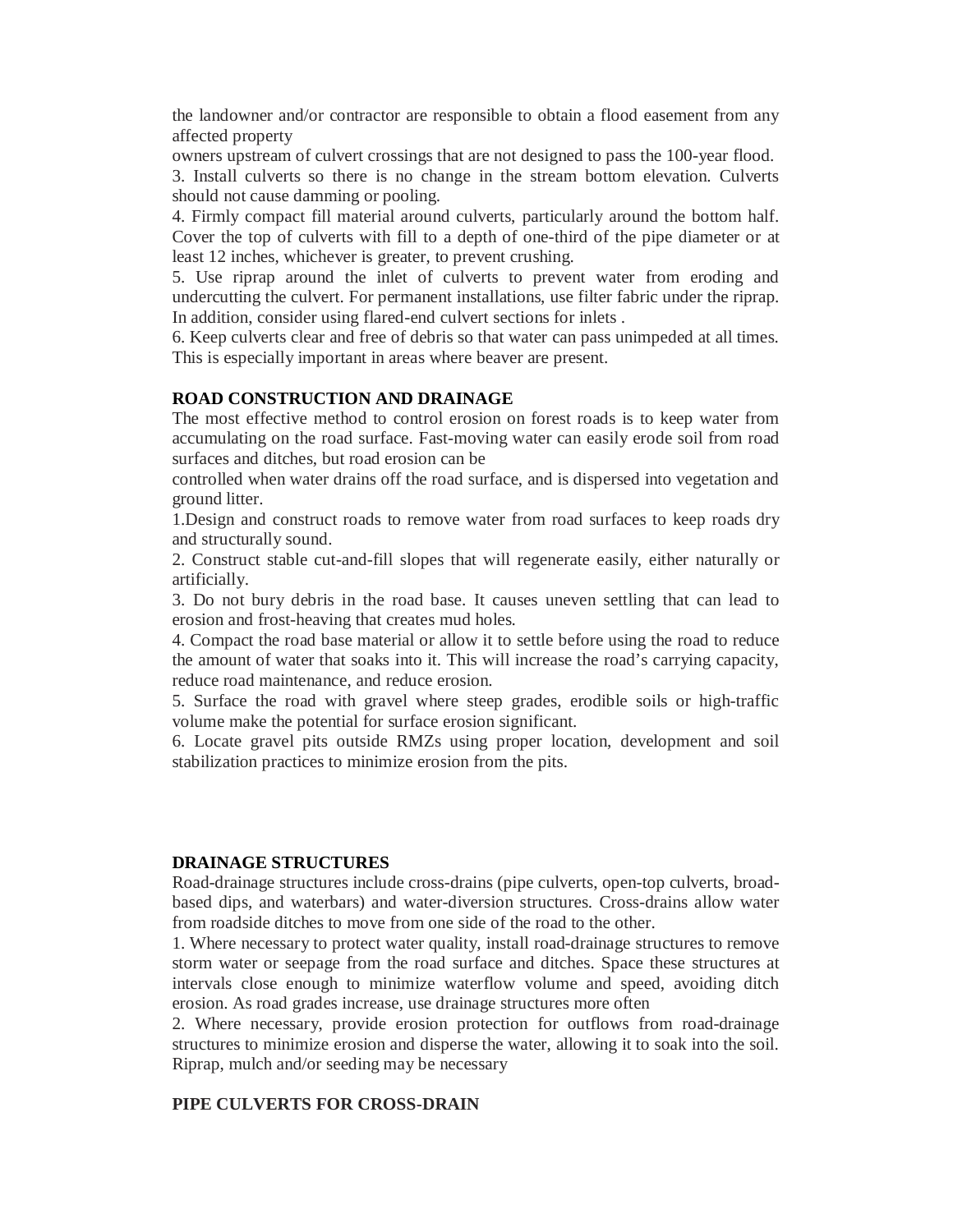the landowner and/or contractor are responsible to obtain a flood easement from any affected property
owners upstream of culvert crossings that are not designed to pass the 100-year flood.

3. Install culverts so there is no change in the stream bottom elevation. Culverts should not cause damming or pooling.
4. Firmly compact fill material around culverts, particularly around the bottom half. Cover the top of culverts with fill to a depth of one-third of the pipe diameter or at least 12 inches, whichever is greater, to prevent crushing.
5. Use riprap around the inlet of culverts to prevent water from eroding and undercutting the culvert. For permanent installations, use filter fabric under the riprap. In addition, consider using flared-end culvert sections for inlets .
6. Keep culverts clear and free of debris so that water can pass unimpeded at all times. This is especially important in areas where beaver are present.

## ROAD CONSTRUCTION AND DRAINAGE

The most effective method to control erosion on forest roads is to keep water from accumulating on the road surface. Fast-moving water can easily erode soil from road surfaces and ditches, but road erosion can be
controlled when water drains off the road surface, and is dispersed into vegetation and ground litter.

1. Design and construct roads to remove water from road surfaces to keep roads dry and structurally sound.
2. Construct stable cut-and-fill slopes that will regenerate easily, either naturally or artificially.
3. Do not bury debris in the road base. It causes uneven settling that can lead to erosion and frost-heaving that creates mud holes.
4. Compact the road base material or allow it to settle before using the road to reduce the amount of water that soaks into it. This will increase the road's carrying capacity, reduce road maintenance, and reduce erosion.
5. Surface the road with gravel where steep grades, erodible soils or high-traffic volume make the potential for surface erosion significant.
6. Locate gravel pits outside RMZs using proper location, development and soil stabilization practices to minimize erosion from the pits.

## DRAINAGE STRUCTURES

Road-drainage structures include cross-drains (pipe culverts, open-top culverts, broad-based dips, and waterbars) and water-diversion structures. Cross-drains allow water from roadside ditches to move from one side of the road to the other.

1. Where necessary to protect water quality, install road-drainage structures to remove storm water or seepage from the road surface and ditches. Space these structures at intervals close enough to minimize waterflow volume and speed, avoiding ditch erosion. As road grades increase, use drainage structures more often
2. Where necessary, provide erosion protection for outflows from road-drainage structures to minimize erosion and disperse the water, allowing it to soak into the soil. Riprap, mulch and/or seeding may be necessary

## PIPE CULVERTS FOR CROSS-DRAIN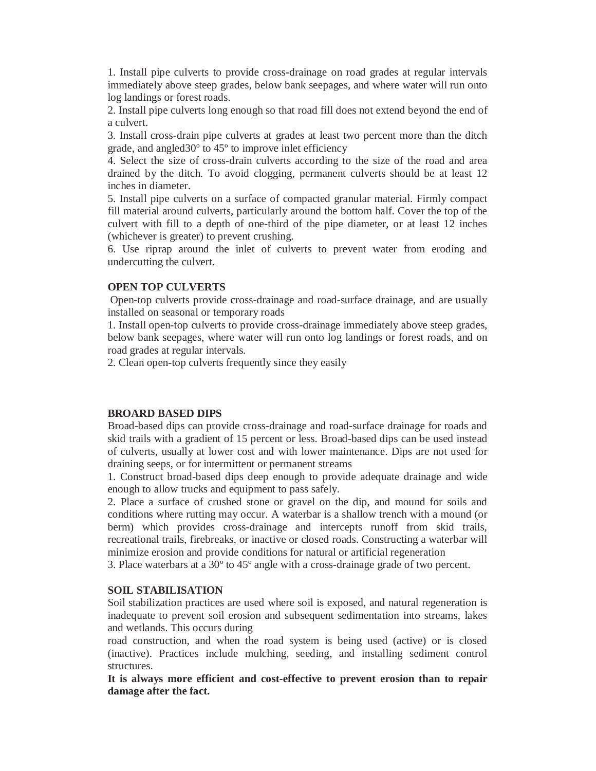1. Install pipe culverts to provide cross-drainage on road grades at regular intervals immediately above steep grades, below bank seepages, and where water will run onto log landings or forest roads.
2. Install pipe culverts long enough so that road fill does not extend beyond the end of a culvert.
3. Install cross-drain pipe culverts at grades at least two percent more than the ditch grade, and angled30º to 45º to improve inlet efficiency
4. Select the size of cross-drain culverts according to the size of the road and area drained by the ditch. To avoid clogging, permanent culverts should be at least 12 inches in diameter.
5. Install pipe culverts on a surface of compacted granular material. Firmly compact fill material around culverts, particularly around the bottom half. Cover the top of the culvert with fill to a depth of one-third of the pipe diameter, or at least 12 inches (whichever is greater) to prevent crushing.
6. Use riprap around the inlet of culverts to prevent water from eroding and undercutting the culvert.

**OPEN TOP CULVERTS**

Open-top culverts provide cross-drainage and road-surface drainage, and are usually installed on seasonal or temporary roads

1. Install open-top culverts to provide cross-drainage immediately above steep grades, below bank seepages, where water will run onto log landings or forest roads, and on road grades at regular intervals.
2. Clean open-top culverts frequently since they easily

**BROARD BASED DIPS**

Broad-based dips can provide cross-drainage and road-surface drainage for roads and skid trails with a gradient of 15 percent or less. Broad-based dips can be used instead of culverts, usually at lower cost and with lower maintenance. Dips are not used for draining seeps, or for intermittent or permanent streams

1. Construct broad-based dips deep enough to provide adequate drainage and wide enough to allow trucks and equipment to pass safely.
2. Place a surface of crushed stone or gravel on the dip, and mound for soils and conditions where rutting may occur. A waterbar is a shallow trench with a mound (or berm) which provides cross-drainage and intercepts runoff from skid trails, recreational trails, firebreaks, or inactive or closed roads. Constructing a waterbar will minimize erosion and provide conditions for natural or artificial regeneration
3. Place waterbars at a 30º to 45º angle with a cross-drainage grade of two percent.

**SOIL STABILISATION**

Soil stabilization practices are used where soil is exposed, and natural regeneration is inadequate to prevent soil erosion and subsequent sedimentation into streams, lakes and wetlands. This occurs during road construction, and when the road system is being used (active) or is closed (inactive). Practices include mulching, seeding, and installing sediment control structures.

**It is always more efficient and cost-effective to prevent erosion than to repair damage after the fact.**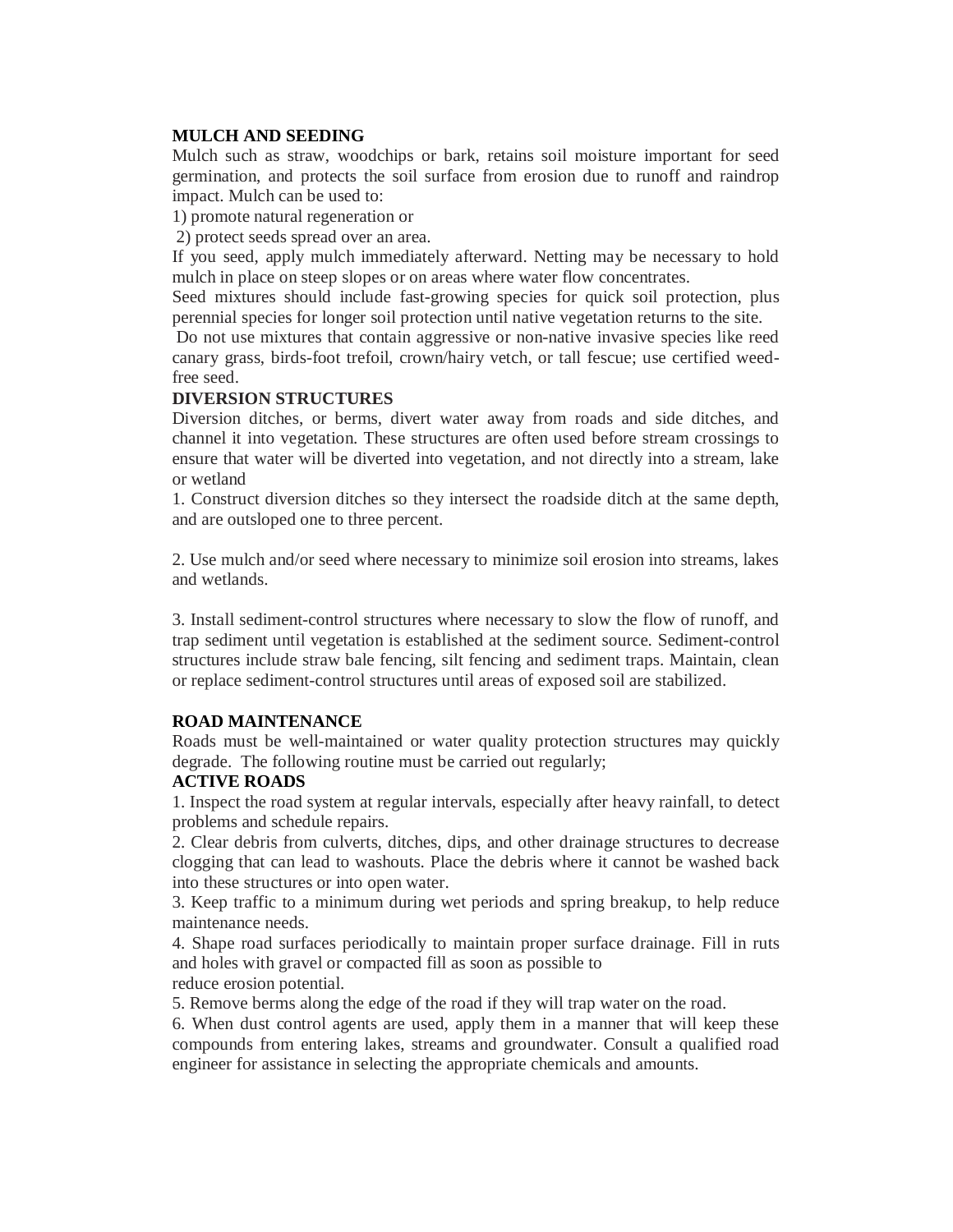## MULCH AND SEEDING

Mulch such as straw, woodchips or bark, retains soil moisture important for seed germination, and protects the soil surface from erosion due to runoff and raindrop impact. Mulch can be used to:

1) promote natural regeneration or
2) protect seeds spread over an area.

If you seed, apply mulch immediately afterward. Netting may be necessary to hold mulch in place on steep slopes or on areas where water flow concentrates.

Seed mixtures should include fast-growing species for quick soil protection, plus perennial species for longer soil protection until native vegetation returns to the site.

Do not use mixtures that contain aggressive or non-native invasive species like reed canary grass, birds-foot trefoil, crown/hairy vetch, or tall fescue; use certified weed-free seed.

## DIVERSION STRUCTURES

Diversion ditches, or berms, divert water away from roads and side ditches, and channel it into vegetation. These structures are often used before stream crossings to ensure that water will be diverted into vegetation, and not directly into a stream, lake or wetland

1. Construct diversion ditches so they intersect the roadside ditch at the same depth, and are outsloped one to three percent.

2. Use mulch and/or seed where necessary to minimize soil erosion into streams, lakes and wetlands.

3. Install sediment-control structures where necessary to slow the flow of runoff, and trap sediment until vegetation is established at the sediment source. Sediment-control structures include straw bale fencing, silt fencing and sediment traps. Maintain, clean or replace sediment-control structures until areas of exposed soil are stabilized.

## ROAD MAINTENANCE

Roads must be well-maintained or water quality protection structures may quickly degrade. The following routine must be carried out regularly;

### ACTIVE ROADS

1. Inspect the road system at regular intervals, especially after heavy rainfall, to detect problems and schedule repairs.
2. Clear debris from culverts, ditches, dips, and other drainage structures to decrease clogging that can lead to washouts. Place the debris where it cannot be washed back into these structures or into open water.
3. Keep traffic to a minimum during wet periods and spring breakup, to help reduce maintenance needs.
4. Shape road surfaces periodically to maintain proper surface drainage. Fill in ruts and holes with gravel or compacted fill as soon as possible to reduce erosion potential.
5. Remove berms along the edge of the road if they will trap water on the road.
6. When dust control agents are used, apply them in a manner that will keep these compounds from entering lakes, streams and groundwater. Consult a qualified road engineer for assistance in selecting the appropriate chemicals and amounts.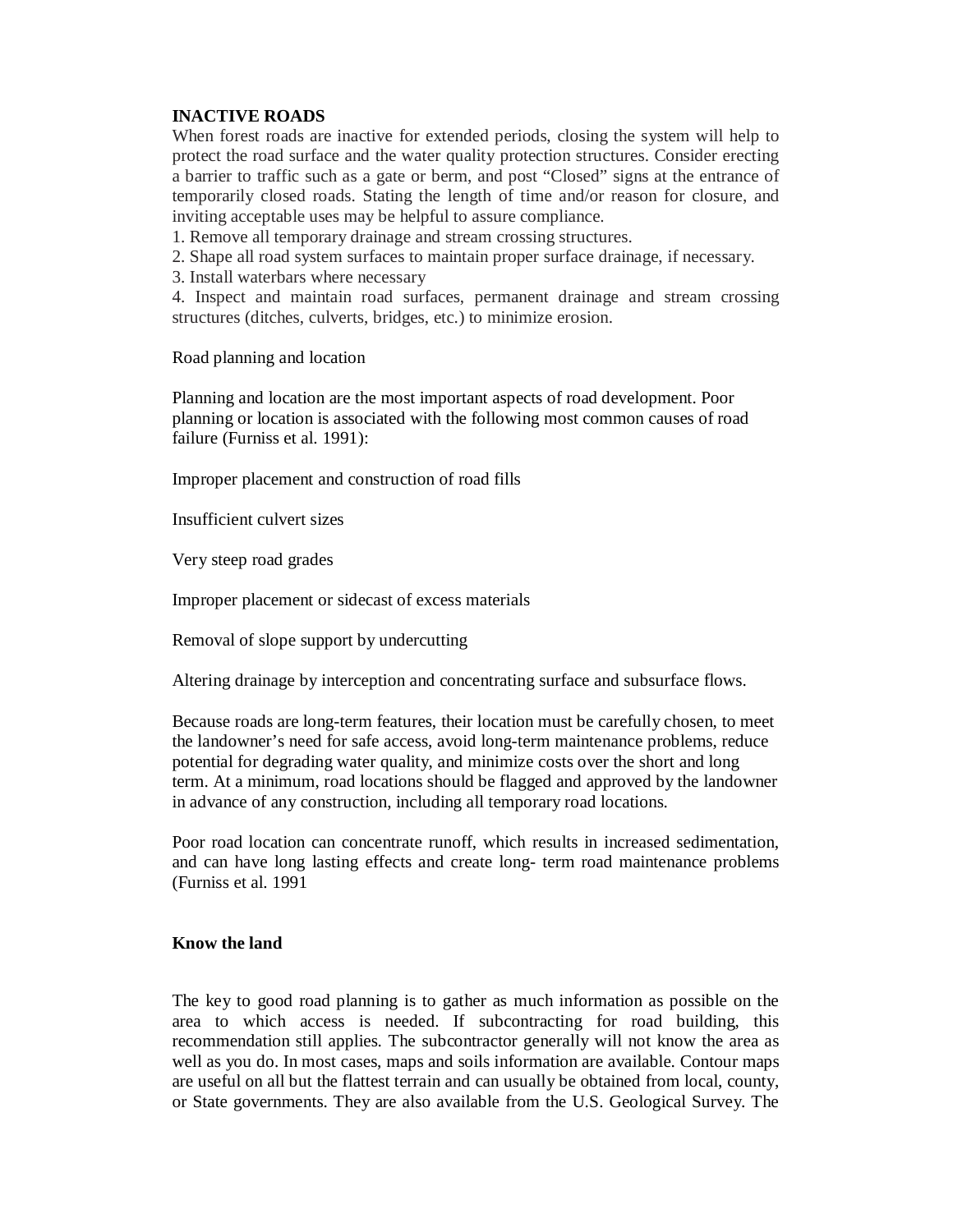## INACTIVE ROADS

When forest roads are inactive for extended periods, closing the system will help to protect the road surface and the water quality protection structures. Consider erecting a barrier to traffic such as a gate or berm, and post "Closed" signs at the entrance of temporarily closed roads. Stating the length of time and/or reason for closure, and inviting acceptable uses may be helpful to assure compliance.

1. Remove all temporary drainage and stream crossing structures.
2. Shape all road system surfaces to maintain proper surface drainage, if necessary.
3. Install waterbars where necessary
4. Inspect and maintain road surfaces, permanent drainage and stream crossing structures (ditches, culverts, bridges, etc.) to minimize erosion.

Road planning and location

Planning and location are the most important aspects of road development. Poor planning or location is associated with the following most common causes of road failure (Furniss et al. 1991):

Improper placement and construction of road fills

Insufficient culvert sizes

Very steep road grades

Improper placement or sidecast of excess materials

Removal of slope support by undercutting

Altering drainage by interception and concentrating surface and subsurface flows.

Because roads are long-term features, their location must be carefully chosen, to meet the landowner's need for safe access, avoid long-term maintenance problems, reduce potential for degrading water quality, and minimize costs over the short and long term. At a minimum, road locations should be flagged and approved by the landowner in advance of any construction, including all temporary road locations.

Poor road location can concentrate runoff, which results in increased sedimentation, and can have long lasting effects and create long- term road maintenance problems (Furniss et al. 1991

## Know the land

The key to good road planning is to gather as much information as possible on the area to which access is needed. If subcontracting for road building, this recommendation still applies. The subcontractor generally will not know the area as well as you do. In most cases, maps and soils information are available. Contour maps are useful on all but the flattest terrain and can usually be obtained from local, county, or State governments. They are also available from the U.S. Geological Survey. The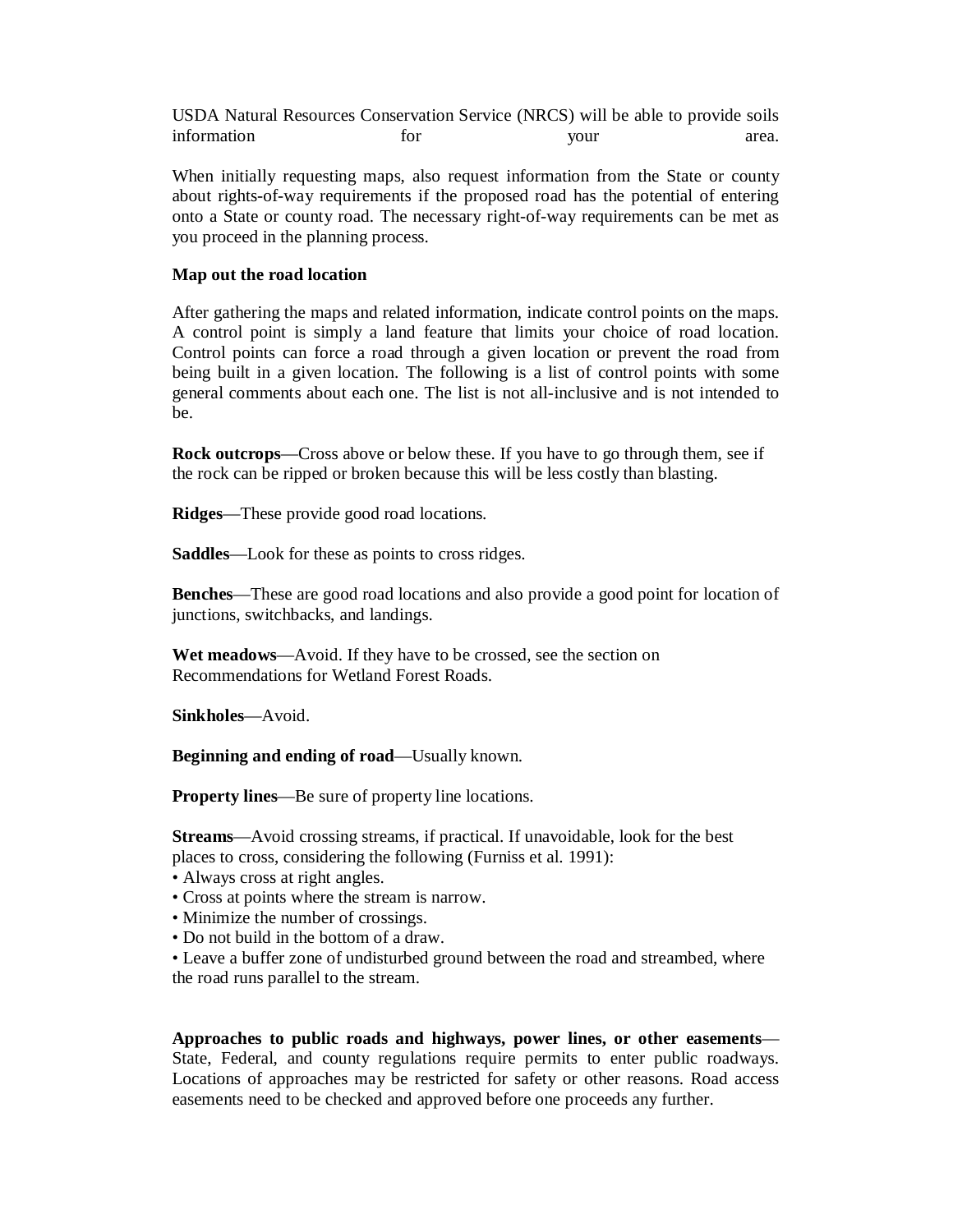USDA Natural Resources Conservation Service (NRCS) will be able to provide soils information for your area.

When initially requesting maps, also request information from the State or county about rights-of-way requirements if the proposed road has the potential of entering onto a State or county road. The necessary right-of-way requirements can be met as you proceed in the planning process.

**Map out the road location**

After gathering the maps and related information, indicate control points on the maps. A control point is simply a land feature that limits your choice of road location. Control points can force a road through a given location or prevent the road from being built in a given location. The following is a list of control points with some general comments about each one. The list is not all-inclusive and is not intended to be.

**Rock outcrops**—Cross above or below these. If you have to go through them, see if the rock can be ripped or broken because this will be less costly than blasting.

**Ridges**—These provide good road locations.

**Saddles**—Look for these as points to cross ridges.

**Benches**—These are good road locations and also provide a good point for location of junctions, switchbacks, and landings.

**Wet meadows**—Avoid. If they have to be crossed, see the section on Recommendations for Wetland Forest Roads.

**Sinkholes**—Avoid.

**Beginning and ending of road**—Usually known.

**Property lines**—Be sure of property line locations.

**Streams**—Avoid crossing streams, if practical. If unavoidable, look for the best places to cross, considering the following (Furniss et al. 1991):

- Always cross at right angles.
- Cross at points where the stream is narrow.
- Minimize the number of crossings.
- Do not build in the bottom of a draw.
- Leave a buffer zone of undisturbed ground between the road and streambed, where the road runs parallel to the stream.

**Approaches to public roads and highways, power lines, or other easements**—State, Federal, and county regulations require permits to enter public roadways. Locations of approaches may be restricted for safety or other reasons. Road access easements need to be checked and approved before one proceeds any further.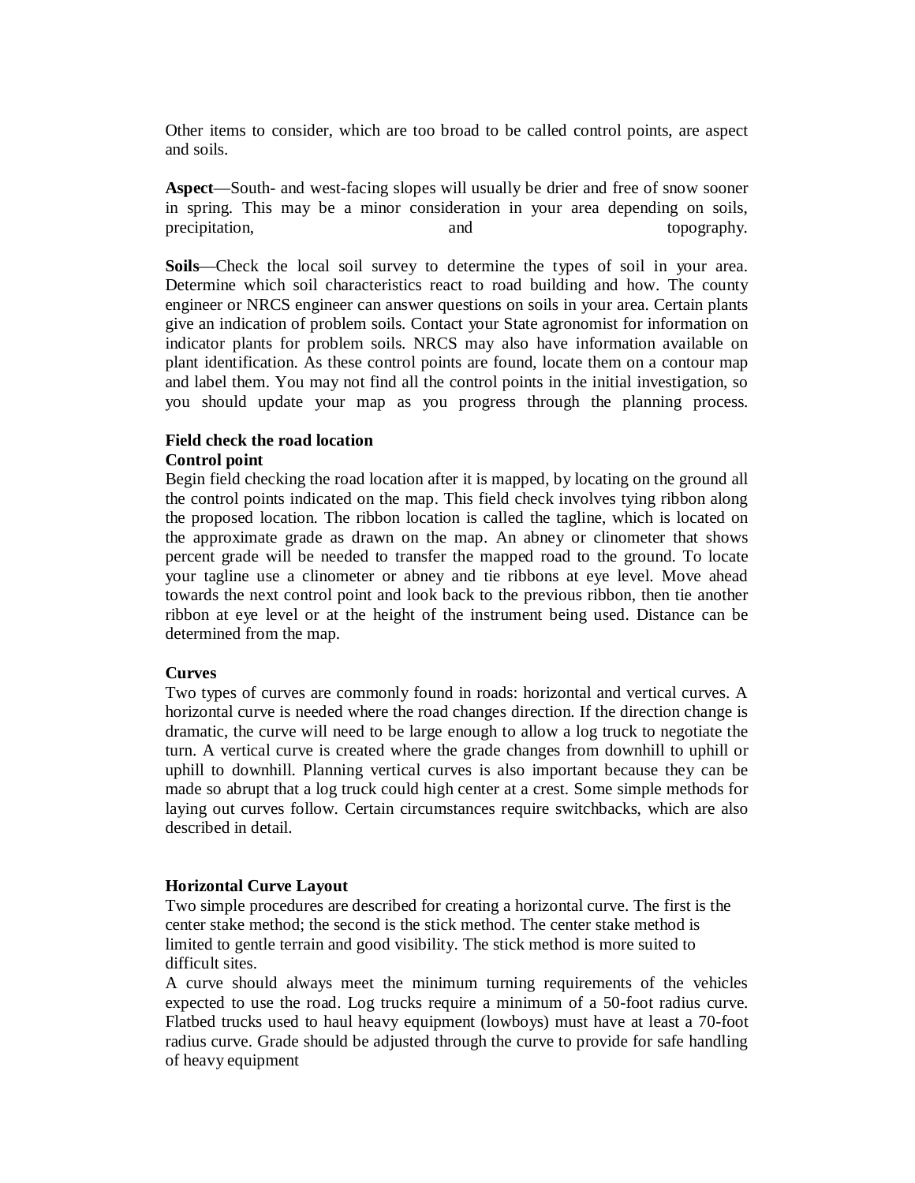Other items to consider, which are too broad to be called control points, are aspect and soils.

**Aspect**—South- and west-facing slopes will usually be drier and free of snow sooner in spring. This may be a minor consideration in your area depending on soils, precipitation, and topography.

**Soils**—Check the local soil survey to determine the types of soil in your area. Determine which soil characteristics react to road building and how. The county engineer or NRCS engineer can answer questions on soils in your area. Certain plants give an indication of problem soils. Contact your State agronomist for information on indicator plants for problem soils. NRCS may also have information available on plant identification. As these control points are found, locate them on a contour map and label them. You may not find all the control points in the initial investigation, so you should update your map as you progress through the planning process.

**Field check the road location**

**Control point**

Begin field checking the road location after it is mapped, by locating on the ground all the control points indicated on the map. This field check involves tying ribbon along the proposed location. The ribbon location is called the tagline, which is located on the approximate grade as drawn on the map. An abney or clinometer that shows percent grade will be needed to transfer the mapped road to the ground. To locate your tagline use a clinometer or abney and tie ribbons at eye level. Move ahead towards the next control point and look back to the previous ribbon, then tie another ribbon at eye level or at the height of the instrument being used. Distance can be determined from the map.

**Curves**

Two types of curves are commonly found in roads: horizontal and vertical curves. A horizontal curve is needed where the road changes direction. If the direction change is dramatic, the curve will need to be large enough to allow a log truck to negotiate the turn. A vertical curve is created where the grade changes from downhill to uphill or uphill to downhill. Planning vertical curves is also important because they can be made so abrupt that a log truck could high center at a crest. Some simple methods for laying out curves follow. Certain circumstances require switchbacks, which are also described in detail.

**Horizontal Curve Layout**

Two simple procedures are described for creating a horizontal curve. The first is the center stake method; the second is the stick method. The center stake method is limited to gentle terrain and good visibility. The stick method is more suited to difficult sites.

A curve should always meet the minimum turning requirements of the vehicles expected to use the road. Log trucks require a minimum of a 50-foot radius curve. Flatbed trucks used to haul heavy equipment (lowboys) must have at least a 70-foot radius curve. Grade should be adjusted through the curve to provide for safe handling of heavy equipment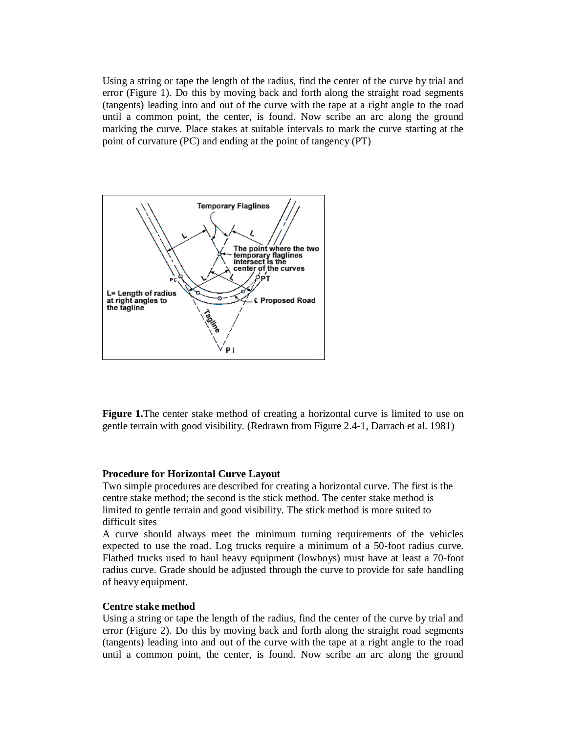Using a string or tape the length of the radius, find the center of the curve by trial and error (Figure 1). Do this by moving back and forth along the straight road segments (tangents) leading into and out of the curve with the tape at a right angle to the road until a common point, the center, is found. Now scribe an arc along the ground marking the curve. Place stakes at suitable intervals to mark the curve starting at the point of curvature (PC) and ending at the point of tangency (PT)

**Figure 1.**The center stake method of creating a horizontal curve is limited to use on gentle terrain with good visibility. (Redrawn from Figure 2.4-1, Darrach et al. 1981)

**Procedure for Horizontal Curve Layout**

Two simple procedures are described for creating a horizontal curve. The first is the centre stake method; the second is the stick method. The center stake method is limited to gentle terrain and good visibility. The stick method is more suited to difficult sites

A curve should always meet the minimum turning requirements of the vehicles expected to use the road. Log trucks require a minimum of a 50-foot radius curve. Flatbed trucks used to haul heavy equipment (lowboys) must have at least a 70-foot radius curve. Grade should be adjusted through the curve to provide for safe handling of heavy equipment.

**Centre stake method**

Using a string or tape the length of the radius, find the center of the curve by trial and error (Figure 2). Do this by moving back and forth along the straight road segments (tangents) leading into and out of the curve with the tape at a right angle to the road until a common point, the center, is found. Now scribe an arc along the ground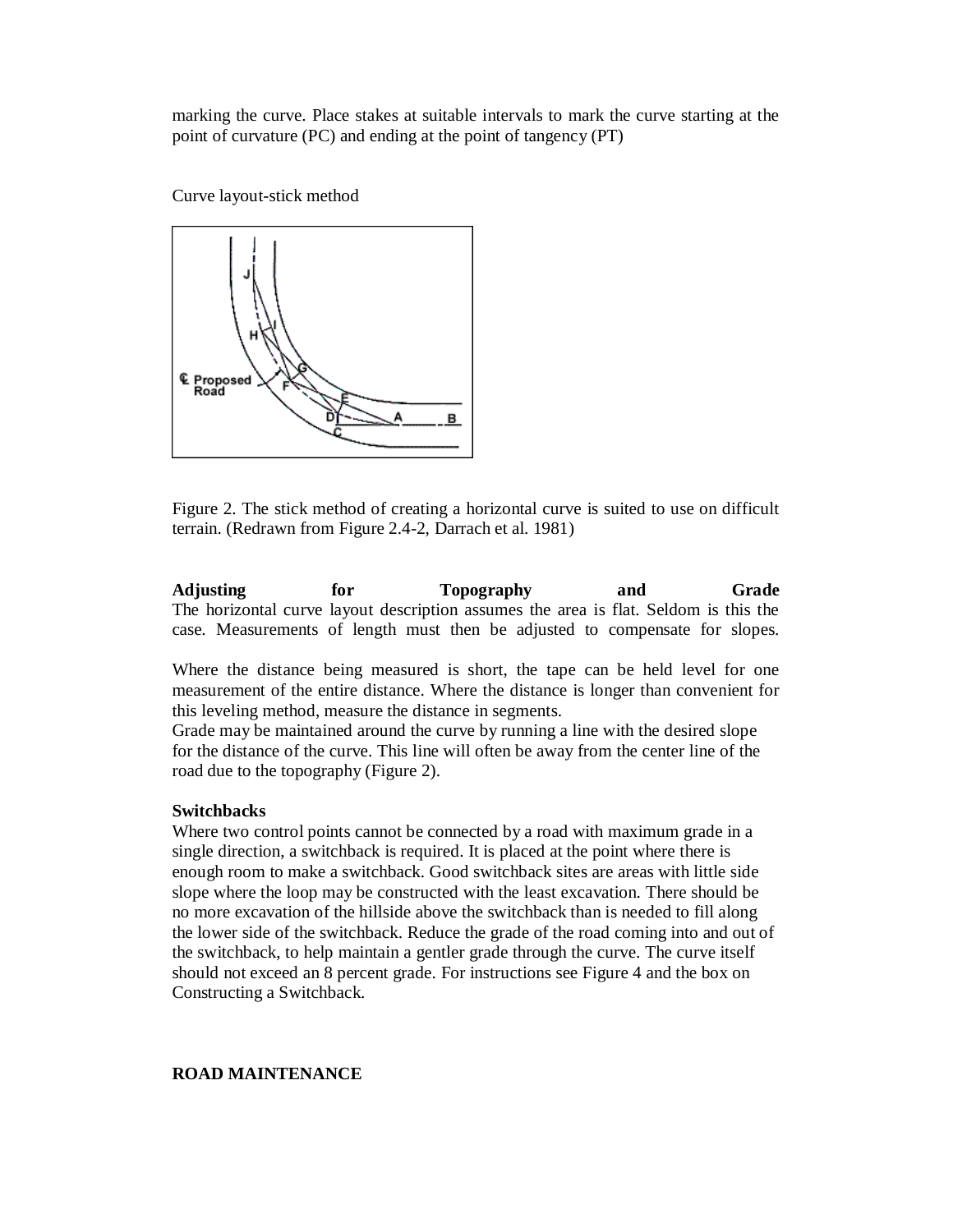marking the curve. Place stakes at suitable intervals to mark the curve starting at the point of curvature (PC) and ending at the point of tangency (PT)

Curve layout-stick method

Figure 2. The stick method of creating a horizontal curve is suited to use on difficult terrain. (Redrawn from Figure 2.4-2, Darrach et al. 1981)

**Adjusting for Topography and Grade**

The horizontal curve layout description assumes the area is flat. Seldom is this the case. Measurements of length must then be adjusted to compensate for slopes.

Where the distance being measured is short, the tape can be held level for one measurement of the entire distance. Where the distance is longer than convenient for this leveling method, measure the distance in segments.

Grade may be maintained around the curve by running a line with the desired slope for the distance of the curve. This line will often be away from the center line of the road due to the topography (Figure 2).

**Switchbacks**

Where two control points cannot be connected by a road with maximum grade in a single direction, a switchback is required. It is placed at the point where there is enough room to make a switchback. Good switchback sites are areas with little side slope where the loop may be constructed with the least excavation. There should be no more excavation of the hillside above the switchback than is needed to fill along the lower side of the switchback. Reduce the grade of the road coming into and out of the switchback, to help maintain a gentler grade through the curve. The curve itself should not exceed an 8 percent grade. For instructions see Figure 4 and the box on Constructing a Switchback.

**ROAD MAINTENANCE**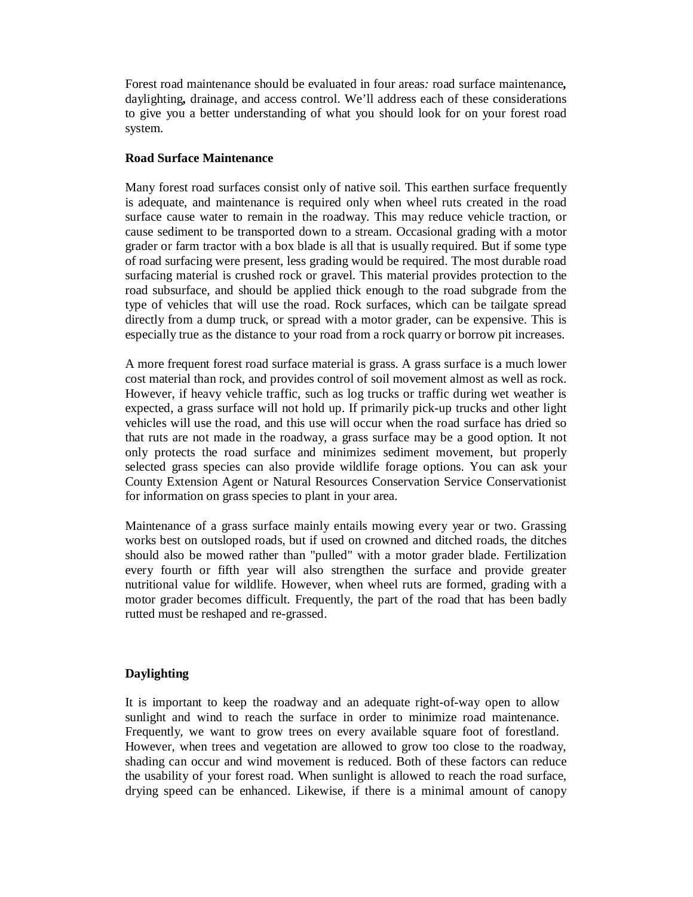Forest road maintenance should be evaluated in four areas: road surface maintenance, daylighting, drainage, and access control. We'll address each of these considerations to give you a better understanding of what you should look for on your forest road system.

**Road Surface Maintenance**

Many forest road surfaces consist only of native soil. This earthen surface frequently is adequate, and maintenance is required only when wheel ruts created in the road surface cause water to remain in the roadway. This may reduce vehicle traction, or cause sediment to be transported down to a stream. Occasional grading with a motor grader or farm tractor with a box blade is all that is usually required. But if some type of road surfacing were present, less grading would be required. The most durable road surfacing material is crushed rock or gravel. This material provides protection to the road subsurface, and should be applied thick enough to the road subgrade from the type of vehicles that will use the road. Rock surfaces, which can be tailgate spread directly from a dump truck, or spread with a motor grader, can be expensive. This is especially true as the distance to your road from a rock quarry or borrow pit increases.

A more frequent forest road surface material is grass. A grass surface is a much lower cost material than rock, and provides control of soil movement almost as well as rock. However, if heavy vehicle traffic, such as log trucks or traffic during wet weather is expected, a grass surface will not hold up. If primarily pick-up trucks and other light vehicles will use the road, and this use will occur when the road surface has dried so that ruts are not made in the roadway, a grass surface may be a good option. It not only protects the road surface and minimizes sediment movement, but properly selected grass species can also provide wildlife forage options. You can ask your County Extension Agent or Natural Resources Conservation Service Conservationist for information on grass species to plant in your area.

Maintenance of a grass surface mainly entails mowing every year or two. Grassing works best on outsloped roads, but if used on crowned and ditched roads, the ditches should also be mowed rather than "pulled" with a motor grader blade. Fertilization every fourth or fifth year will also strengthen the surface and provide greater nutritional value for wildlife. However, when wheel ruts are formed, grading with a motor grader becomes difficult. Frequently, the part of the road that has been badly rutted must be reshaped and re-grassed.

**Daylighting**

It is important to keep the roadway and an adequate right-of-way open to allow sunlight and wind to reach the surface in order to minimize road maintenance. Frequently, we want to grow trees on every available square foot of forestland. However, when trees and vegetation are allowed to grow too close to the roadway, shading can occur and wind movement is reduced. Both of these factors can reduce the usability of your forest road. When sunlight is allowed to reach the road surface, drying speed can be enhanced. Likewise, if there is a minimal amount of canopy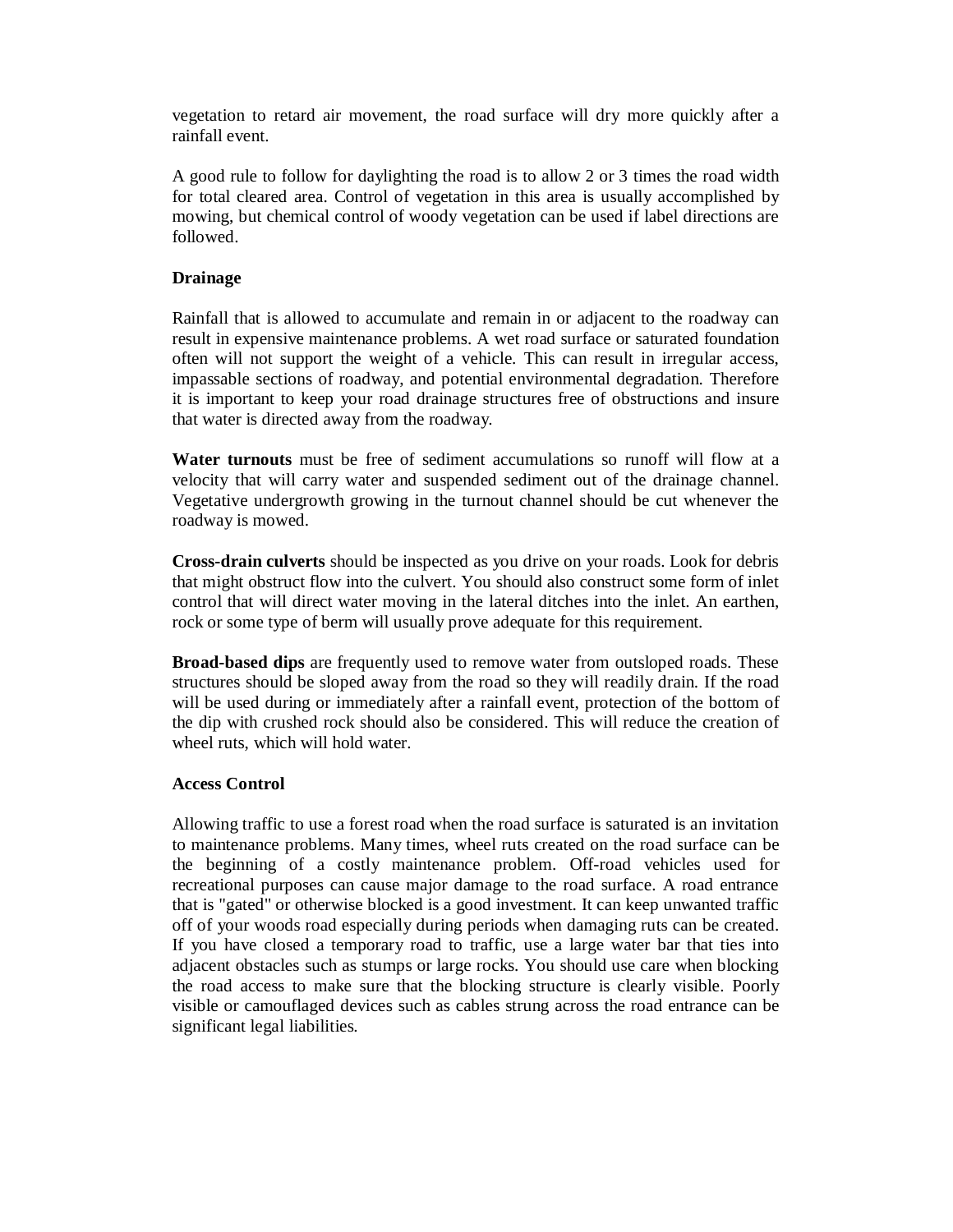vegetation to retard air movement, the road surface will dry more quickly after a rainfall event.

A good rule to follow for daylighting the road is to allow 2 or 3 times the road width for total cleared area. Control of vegetation in this area is usually accomplished by mowing, but chemical control of woody vegetation can be used if label directions are followed.

**Drainage**

Rainfall that is allowed to accumulate and remain in or adjacent to the roadway can result in expensive maintenance problems. A wet road surface or saturated foundation often will not support the weight of a vehicle. This can result in irregular access, impassable sections of roadway, and potential environmental degradation. Therefore it is important to keep your road drainage structures free of obstructions and insure that water is directed away from the roadway.

**Water turnouts** must be free of sediment accumulations so runoff will flow at a velocity that will carry water and suspended sediment out of the drainage channel. Vegetative undergrowth growing in the turnout channel should be cut whenever the roadway is mowed.

**Cross-drain culverts** should be inspected as you drive on your roads. Look for debris that might obstruct flow into the culvert. You should also construct some form of inlet control that will direct water moving in the lateral ditches into the inlet. An earthen, rock or some type of berm will usually prove adequate for this requirement.

**Broad-based dips** are frequently used to remove water from outsloped roads. These structures should be sloped away from the road so they will readily drain. If the road will be used during or immediately after a rainfall event, protection of the bottom of the dip with crushed rock should also be considered. This will reduce the creation of wheel ruts, which will hold water.

**Access Control**

Allowing traffic to use a forest road when the road surface is saturated is an invitation to maintenance problems. Many times, wheel ruts created on the road surface can be the beginning of a costly maintenance problem. Off-road vehicles used for recreational purposes can cause major damage to the road surface. A road entrance that is "gated" or otherwise blocked is a good investment. It can keep unwanted traffic off of your woods road especially during periods when damaging ruts can be created. If you have closed a temporary road to traffic, use a large water bar that ties into adjacent obstacles such as stumps or large rocks. You should use care when blocking the road access to make sure that the blocking structure is clearly visible. Poorly visible or camouflaged devices such as cables strung across the road entrance can be significant legal liabilities.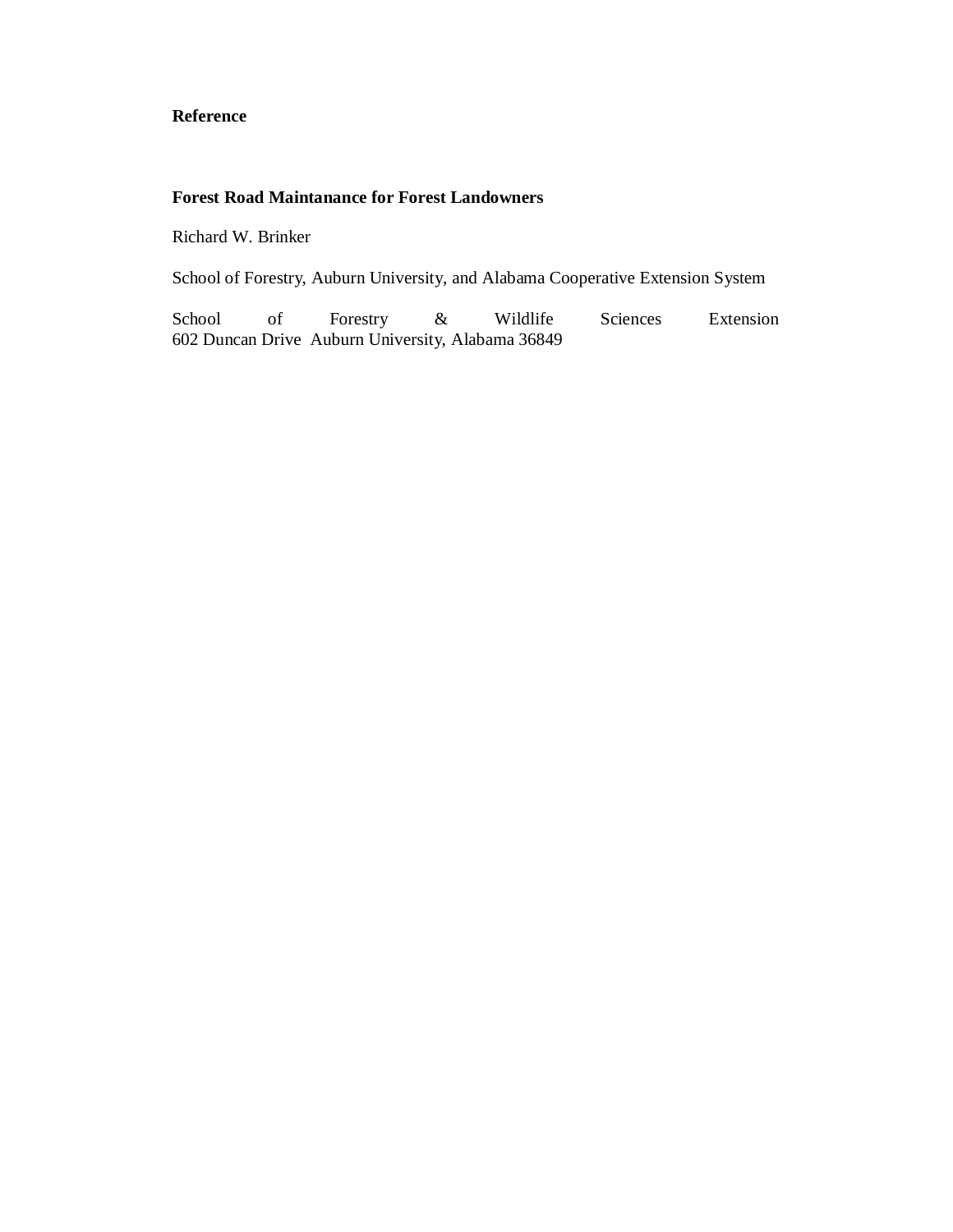**Reference**

**Forest Road Maintanance for Forest Landowners**

Richard W. Brinker

School of Forestry, Auburn University, and Alabama Cooperative Extension System

School of Forestry & Wildlife Sciences Extension
602 Duncan Drive Auburn University, Alabama 36849